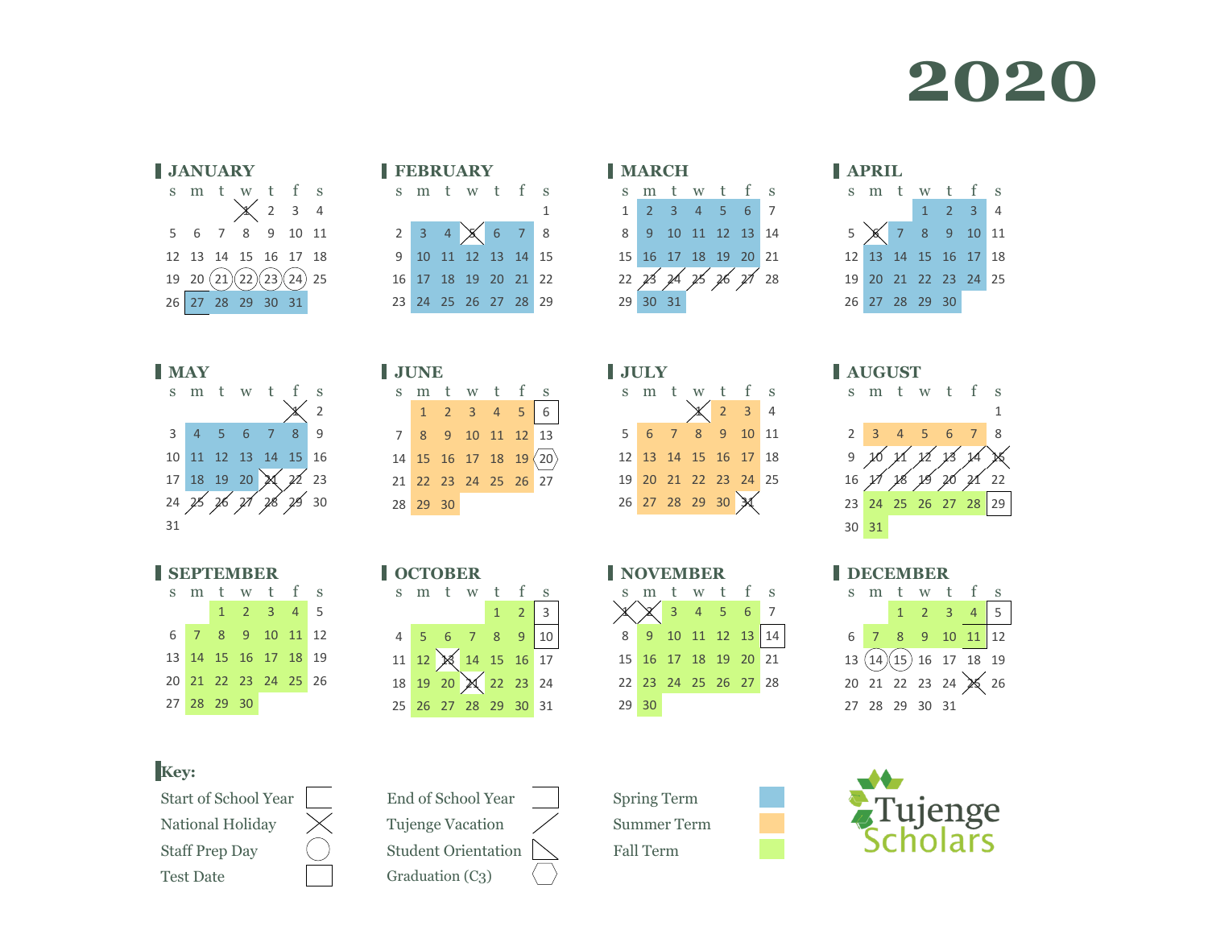# 2020

## JANUARY

| s | m | t | w | t | f | s |
|---|---|---|---|---|---|---|
| | | | 1 | 2 | 3 | 4 |
| 5 | 6 | 7 | 8 | 9 | 10 | 11 |
| 12 | 13 | 14 | 15 | 16 | 17 | 18 |
| 19 | 20 | 21 | 22 | 23 | 24 | 25 |
| 26 | 27 | 28 | 29 | 30 | 31 | |

## FEBRUARY

| s | m | t | w | t | f | s |
|---|---|---|---|---|---|---|
| | | | | | | 1 |
| 2 | 3 | 4 | 5 | 6 | 7 | 8 |
| 9 | 10 | 11 | 12 | 13 | 14 | 15 |
| 16 | 17 | 18 | 19 | 20 | 21 | 22 |
| 23 | 24 | 25 | 26 | 27 | 28 | 29 |

## MARCH

| s | m | t | w | t | f | s |
|---|---|---|---|---|---|---|
| 1 | 2 | 3 | 4 | 5 | 6 | 7 |
| 8 | 9 | 10 | 11 | 12 | 13 | 14 |
| 15 | 16 | 17 | 18 | 19 | 20 | 21 |
| 22 | 23 | 24 | 25 | 26 | 27 | 28 |
| 29 | 30 | 31 | | | | |

## APRIL

| s | m | t | w | t | f | s |
|---|---|---|---|---|---|---|
| | | | 1 | 2 | 3 | 4 |
| 5 | 6 | 7 | 8 | 9 | 10 | 11 |
| 12 | 13 | 14 | 15 | 16 | 17 | 18 |
| 19 | 20 | 21 | 22 | 23 | 24 | 25 |
| 26 | 27 | 28 | 29 | 30 | | |

## MAY

| s | m | t | w | t | f | s |
|---|---|---|---|---|---|---|
| | | | | | 1 | 2 |
| 3 | 4 | 5 | 6 | 7 | 8 | 9 |
| 10 | 11 | 12 | 13 | 14 | 15 | 16 |
| 17 | 18 | 19 | 20 | 21 | 22 | 23 |
| 24 | 25 | 26 | 27 | 28 | 29 | 30 |
| 31 | | | | | | |

## JUNE

| s | m | t | w | t | f | s |
|---|---|---|---|---|---|---|
| | 1 | 2 | 3 | 4 | 5 | 6 |
| 7 | 8 | 9 | 10 | 11 | 12 | 13 |
| 14 | 15 | 16 | 17 | 18 | 19 | 20 |
| 21 | 22 | 23 | 24 | 25 | 26 | 27 |
| 28 | 29 | 30 | | | | |

## JULY

| s | m | t | w | t | f | s |
|---|---|---|---|---|---|---|
| | | | 1 | 2 | 3 | 4 |
| 5 | 6 | 7 | 8 | 9 | 10 | 11 |
| 12 | 13 | 14 | 15 | 16 | 17 | 18 |
| 19 | 20 | 21 | 22 | 23 | 24 | 25 |
| 26 | 27 | 28 | 29 | 30 | 31 | |

## AUGUST

| s | m | t | w | t | f | s |
|---|---|---|---|---|---|---|
| | | | | | | 1 |
| 2 | 3 | 4 | 5 | 6 | 7 | 8 |
| 9 | 10 | 11 | 12 | 13 | 14 | 15 |
| 16 | 17 | 18 | 19 | 20 | 21 | 22 |
| 23 | 24 | 25 | 26 | 27 | 28 | 29 |
| 30 | 31 | | | | | |

## SEPTEMBER

| s | m | t | w | t | f | s |
|---|---|---|---|---|---|---|
| | | 1 | 2 | 3 | 4 | 5 |
| 6 | 7 | 8 | 9 | 10 | 11 | 12 |
| 13 | 14 | 15 | 16 | 17 | 18 | 19 |
| 20 | 21 | 22 | 23 | 24 | 25 | 26 |
| 27 | 28 | 29 | 30 | | | |

## OCTOBER

| s | m | t | w | t | f | s |
|---|---|---|---|---|---|---|
| | | | | 1 | 2 | 3 |
| 4 | 5 | 6 | 7 | 8 | 9 | 10 |
| 11 | 12 | 13 | 14 | 15 | 16 | 17 |
| 18 | 19 | 20 | 21 | 22 | 23 | 24 |
| 25 | 26 | 27 | 28 | 29 | 30 | 31 |

## NOVEMBER

| s | m | t | w | t | f | s |
|---|---|---|---|---|---|---|
| 1 | 2 | 3 | 4 | 5 | 6 | 7 |
| 8 | 9 | 10 | 11 | 12 | 13 | 14 |
| 15 | 16 | 17 | 18 | 19 | 20 | 21 |
| 22 | 23 | 24 | 25 | 26 | 27 | 28 |
| 29 | 30 | | | | | |

## DECEMBER

| s | m | t | w | t | f | s |
|---|---|---|---|---|---|---|
| | | 1 | 2 | 3 | 4 | 5 |
| 6 | 7 | 8 | 9 | 10 | 11 | 12 |
| 13 | 14 | 15 | 16 | 17 | 18 | 19 |
| 20 | 21 | 22 | 23 | 24 | 25 | 26 |
| 27 | 28 | 29 | 30 | 31 | | |

## Key:

- Start of School Year
- National Holiday
- Staff Prep Day
- Test Date
- End of School Year
- Tujenge Vacation
- Student Orientation
- Graduation (C3)
- Spring Term
- Summer Term
- Fall Term

Tujenge Scholars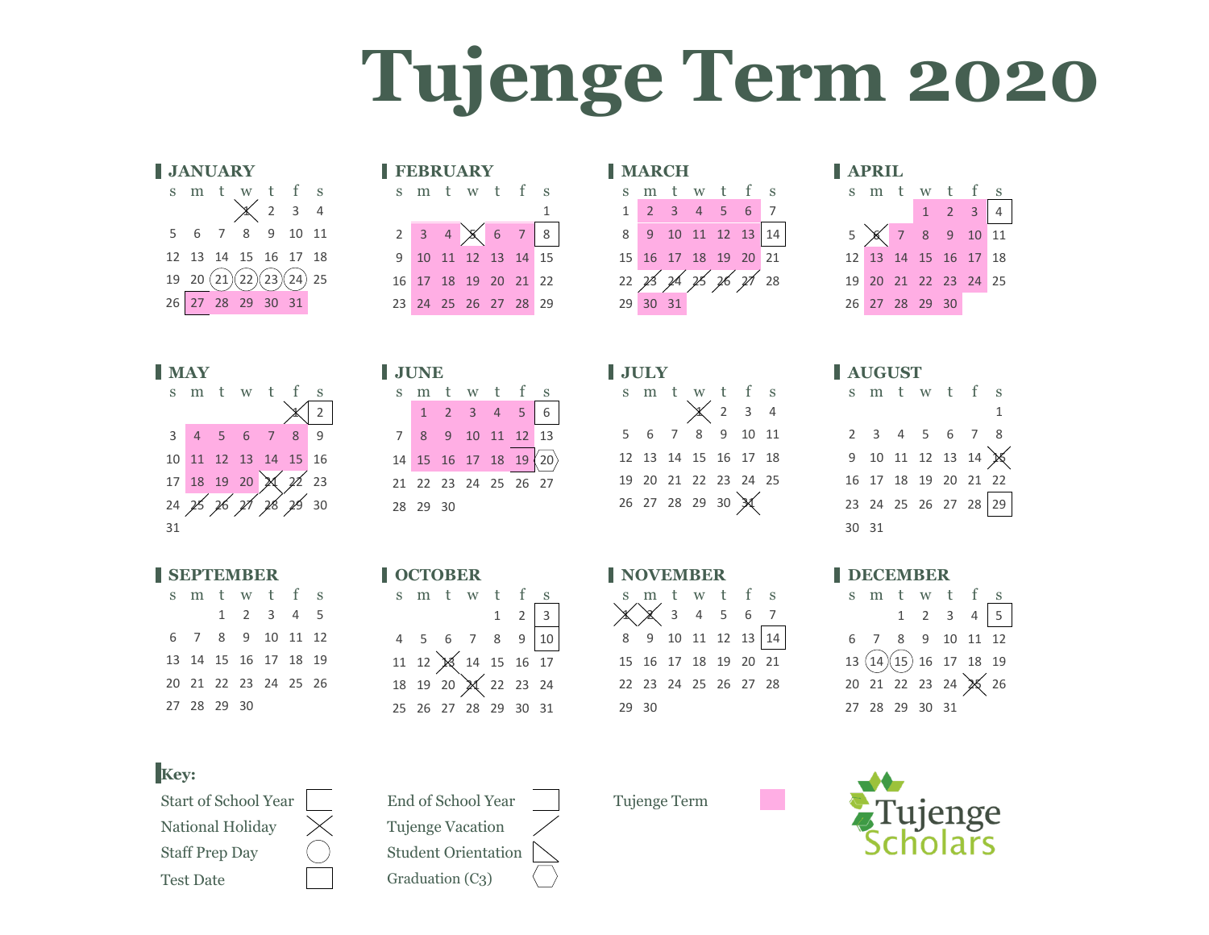# Tujenge Term 2020

## JANUARY

| s | m | t | w | t | f | s |
|---|---|---|---|---|---|---|
| | | | 1 | 2 | 3 | 4 |
| 5 | 6 | 7 | 8 | 9 | 10 | 11 |
| 12 | 13 | 14 | 15 | 16 | 17 | 18 |
| 19 | 20 | 21 | 22 | 23 | 24 | 25 |
| 26 | 27 | 28 | 29 | 30 | 31 | |

## FEBRUARY

| s | m | t | w | t | f | s |
|---|---|---|---|---|---|---|
| | | | | | | 1 |
| 2 | 3 | 4 | 5 | 6 | 7 | 8 |
| 9 | 10 | 11 | 12 | 13 | 14 | 15 |
| 16 | 17 | 18 | 19 | 20 | 21 | 22 |
| 23 | 24 | 25 | 26 | 27 | 28 | 29 |

## MARCH

| s | m | t | w | t | f | s |
|---|---|---|---|---|---|---|
| 1 | 2 | 3 | 4 | 5 | 6 | 7 |
| 8 | 9 | 10 | 11 | 12 | 13 | 14 |
| 15 | 16 | 17 | 18 | 19 | 20 | 21 |
| 22 | 23 | 24 | 25 | 26 | 27 | 28 |
| 29 | 30 | 31 | | | | |

## APRIL

| s | m | t | w | t | f | s |
|---|---|---|---|---|---|---|
| | | | 1 | 2 | 3 | 4 |
| 5 | 6 | 7 | 8 | 9 | 10 | 11 |
| 12 | 13 | 14 | 15 | 16 | 17 | 18 |
| 19 | 20 | 21 | 22 | 23 | 24 | 25 |
| 26 | 27 | 28 | 29 | 30 | | |

## MAY

| s | m | t | w | t | f | s |
|---|---|---|---|---|---|---|
| | | | | | 1 | 2 |
| 3 | 4 | 5 | 6 | 7 | 8 | 9 |
| 10 | 11 | 12 | 13 | 14 | 15 | 16 |
| 17 | 18 | 19 | 20 | 21 | 22 | 23 |
| 24 | 25 | 26 | 27 | 28 | 29 | 30 |
| 31 | | | | | | |

## JUNE

| s | m | t | w | t | f | s |
|---|---|---|---|---|---|---|
| | 1 | 2 | 3 | 4 | 5 | 6 |
| 7 | 8 | 9 | 10 | 11 | 12 | 13 |
| 14 | 15 | 16 | 17 | 18 | 19 | 20 |
| 21 | 22 | 23 | 24 | 25 | 26 | 27 |
| 28 | 29 | 30 | | | | |

## JULY

| s | m | t | w | t | f | s |
|---|---|---|---|---|---|---|
| | | | 1 | 2 | 3 | 4 |
| 5 | 6 | 7 | 8 | 9 | 10 | 11 |
| 12 | 13 | 14 | 15 | 16 | 17 | 18 |
| 19 | 20 | 21 | 22 | 23 | 24 | 25 |
| 26 | 27 | 28 | 29 | 30 | 31 | |

## AUGUST

| s | m | t | w | t | f | s |
|---|---|---|---|---|---|---|
| | | | | | | 1 |
| 2 | 3 | 4 | 5 | 6 | 7 | 8 |
| 9 | 10 | 11 | 12 | 13 | 14 | 15 |
| 16 | 17 | 18 | 19 | 20 | 21 | 22 |
| 23 | 24 | 25 | 26 | 27 | 28 | 29 |
| 30 | 31 | | | | | |

## SEPTEMBER

| s | m | t | w | t | f | s |
|---|---|---|---|---|---|---|
| | | 1 | 2 | 3 | 4 | 5 |
| 6 | 7 | 8 | 9 | 10 | 11 | 12 |
| 13 | 14 | 15 | 16 | 17 | 18 | 19 |
| 20 | 21 | 22 | 23 | 24 | 25 | 26 |
| 27 | 28 | 29 | 30 | | | |

## OCTOBER

| s | m | t | w | t | f | s |
|---|---|---|---|---|---|---|
| | | | | 1 | 2 | 3 |
| 4 | 5 | 6 | 7 | 8 | 9 | 10 |
| 11 | 12 | 13 | 14 | 15 | 16 | 17 |
| 18 | 19 | 20 | 21 | 22 | 23 | 24 |
| 25 | 26 | 27 | 28 | 29 | 30 | 31 |

## NOVEMBER

| s | m | t | w | t | f | s |
|---|---|---|---|---|---|---|
| 1 | 2 | 3 | 4 | 5 | 6 | 7 |
| 8 | 9 | 10 | 11 | 12 | 13 | 14 |
| 15 | 16 | 17 | 18 | 19 | 20 | 21 |
| 22 | 23 | 24 | 25 | 26 | 27 | 28 |
| 29 | 30 | | | | | |

## DECEMBER

| s | m | t | w | t | f | s |
|---|---|---|---|---|---|---|
| | | 1 | 2 | 3 | 4 | 5 |
| 6 | 7 | 8 | 9 | 10 | 11 | 12 |
| 13 | 14 | 15 | 16 | 17 | 18 | 19 |
| 20 | 21 | 22 | 23 | 24 | 25 | 26 |
| 27 | 28 | 29 | 30 | 31 | | |

**Key:**

- Start of School Year
- National Holiday
- Staff Prep Day
- Test Date
- End of School Year
- Tujenge Vacation
- Student Orientation
- Graduation (C3)
- Tujenge Term

Tujenge Scholars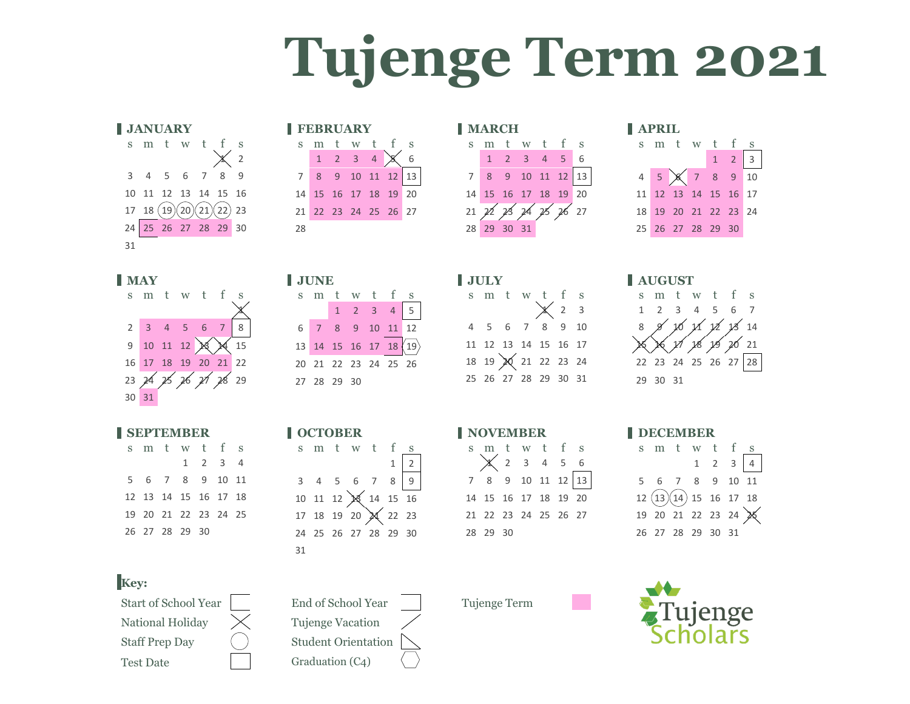# Tujenge Term 2021

## JANUARY

| s | m | t | w | t | f | s |
|---|---|---|---|---|---|---|
| | | | | | 1 | 2 |
| 3 | 4 | 5 | 6 | 7 | 8 | 9 |
| 10 | 11 | 12 | 13 | 14 | 15 | 16 |
| 17 | 18 | 19 | 20 | 21 | 22 | 23 |
| 24 | 25 | 26 | 27 | 28 | 29 | 30 |
| 31 | | | | | | |

## FEBRUARY

| s | m | t | w | t | f | s |
|---|---|---|---|---|---|---|
| | 1 | 2 | 3 | 4 | 5 | 6 |
| 7 | 8 | 9 | 10 | 11 | 12 | 13 |
| 14 | 15 | 16 | 17 | 18 | 19 | 20 |
| 21 | 22 | 23 | 24 | 25 | 26 | 27 |
| 28 | | | | | | |

## MARCH

| s | m | t | w | t | f | s |
|---|---|---|---|---|---|---|
| | 1 | 2 | 3 | 4 | 5 | 6 |
| 7 | 8 | 9 | 10 | 11 | 12 | 13 |
| 14 | 15 | 16 | 17 | 18 | 19 | 20 |
| 21 | 22 | 23 | 24 | 25 | 26 | 27 |
| 28 | 29 | 30 | 31 | | | |

## APRIL

| s | m | t | w | t | f | s |
|---|---|---|---|---|---|---|
| | | | | 1 | 2 | 3 |
| 4 | 5 | 6 | 7 | 8 | 9 | 10 |
| 11 | 12 | 13 | 14 | 15 | 16 | 17 |
| 18 | 19 | 20 | 21 | 22 | 23 | 24 |
| 25 | 26 | 27 | 28 | 29 | 30 | |

## MAY

| s | m | t | w | t | f | s |
|---|---|---|---|---|---|---|
| | | | | | | 1 |
| 2 | 3 | 4 | 5 | 6 | 7 | 8 |
| 9 | 10 | 11 | 12 | 13 | 14 | 15 |
| 16 | 17 | 18 | 19 | 20 | 21 | 22 |
| 23 | 24 | 25 | 26 | 27 | 28 | 29 |
| 30 | 31 | | | | | |

## JUNE

| s | m | t | w | t | f | s |
|---|---|---|---|---|---|---|
| | | 1 | 2 | 3 | 4 | 5 |
| 6 | 7 | 8 | 9 | 10 | 11 | 12 |
| 13 | 14 | 15 | 16 | 17 | 18 | 19 |
| 20 | 21 | 22 | 23 | 24 | 25 | 26 |
| 27 | 28 | 29 | 30 | | | |

## JULY

| s | m | t | w | t | f | s |
|---|---|---|---|---|---|---|
| | | | | 1 | 2 | 3 |
| 4 | 5 | 6 | 7 | 8 | 9 | 10 |
| 11 | 12 | 13 | 14 | 15 | 16 | 17 |
| 18 | 19 | 20 | 21 | 22 | 23 | 24 |
| 25 | 26 | 27 | 28 | 29 | 30 | 31 |

## AUGUST

| s | m | t | w | t | f | s |
|---|---|---|---|---|---|---|
| 1 | 2 | 3 | 4 | 5 | 6 | 7 |
| 8 | 9 | 10 | 11 | 12 | 13 | 14 |
| 15 | 16 | 17 | 18 | 19 | 20 | 21 |
| 22 | 23 | 24 | 25 | 26 | 27 | 28 |
| 29 | 30 | 31 | | | | |

## SEPTEMBER

| s | m | t | w | t | f | s |
|---|---|---|---|---|---|---|
| | | | 1 | 2 | 3 | 4 |
| 5 | 6 | 7 | 8 | 9 | 10 | 11 |
| 12 | 13 | 14 | 15 | 16 | 17 | 18 |
| 19 | 20 | 21 | 22 | 23 | 24 | 25 |
| 26 | 27 | 28 | 29 | 30 | | |

## OCTOBER

| s | m | t | w | t | f | s |
|---|---|---|---|---|---|---|
| | | | | | 1 | 2 |
| 3 | 4 | 5 | 6 | 7 | 8 | 9 |
| 10 | 11 | 12 | 13 | 14 | 15 | 16 |
| 17 | 18 | 19 | 20 | 21 | 22 | 23 |
| 24 | 25 | 26 | 27 | 28 | 29 | 30 |
| 31 | | | | | | |

## NOVEMBER

| s | m | t | w | t | f | s |
|---|---|---|---|---|---|---|
| | 1 | 2 | 3 | 4 | 5 | 6 |
| 7 | 8 | 9 | 10 | 11 | 12 | 13 |
| 14 | 15 | 16 | 17 | 18 | 19 | 20 |
| 21 | 22 | 23 | 24 | 25 | 26 | 27 |
| 28 | 29 | 30 | | | | |

## DECEMBER

| s | m | t | w | t | f | s |
|---|---|---|---|---|---|---|
| | | | 1 | 2 | 3 | 4 |
| 5 | 6 | 7 | 8 | 9 | 10 | 11 |
| 12 | 13 | 14 | 15 | 16 | 17 | 18 |
| 19 | 20 | 21 | 22 | 23 | 24 | 25 |
| 26 | 27 | 28 | 29 | 30 | 31 | |

**Key:**

- Start of School Year
- National Holiday
- Staff Prep Day
- Test Date
- End of School Year
- Tujenge Vacation
- Student Orientation
- Graduation (C4)
- Tujenge Term

Tujenge Scholars